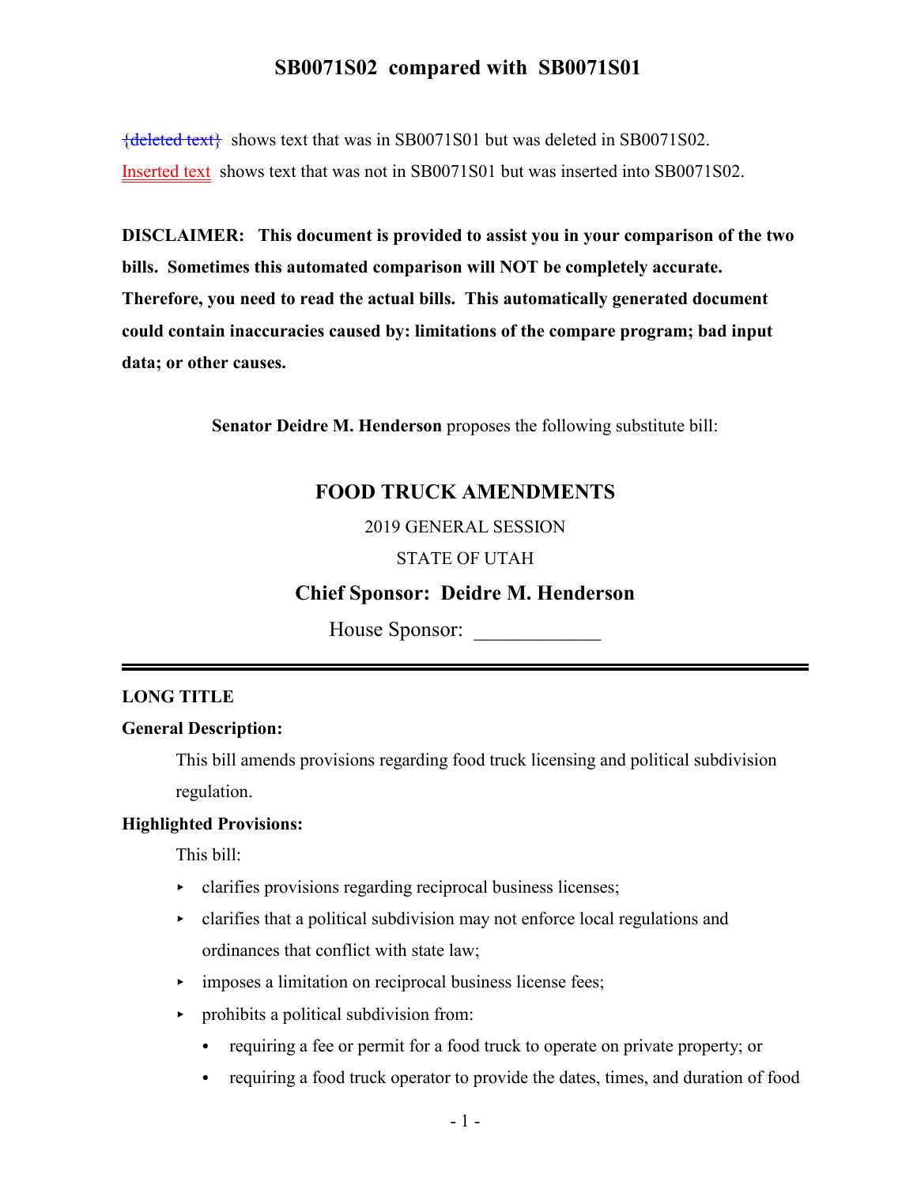# SB0071S02 compared with SB0071S01

~~{deleted text}~~ shows text that was in SB0071S01 but was deleted in SB0071S02.

Inserted text shows text that was not in SB0071S01 but was inserted into SB0071S02.

**DISCLAIMER: This document is provided to assist you in your comparison of the two bills. Sometimes this automated comparison will NOT be completely accurate. Therefore, you need to read the actual bills. This automatically generated document could contain inaccuracies caused by: limitations of the compare program; bad input data; or other causes.**

**Senator Deidre M. Henderson** proposes the following substitute bill:

## FOOD TRUCK AMENDMENTS

2019 GENERAL SESSION

STATE OF UTAH

### Chief Sponsor: Deidre M. Henderson

House Sponsor: ____________

---

**LONG TITLE**

**General Description:**

This bill amends provisions regarding food truck licensing and political subdivision regulation.

**Highlighted Provisions:**

This bill:

- clarifies provisions regarding reciprocal business licenses;
- clarifies that a political subdivision may not enforce local regulations and ordinances that conflict with state law;
- imposes a limitation on reciprocal business license fees;
- prohibits a political subdivision from:
  - requiring a fee or permit for a food truck to operate on private property; or
  - requiring a food truck operator to provide the dates, times, and duration of food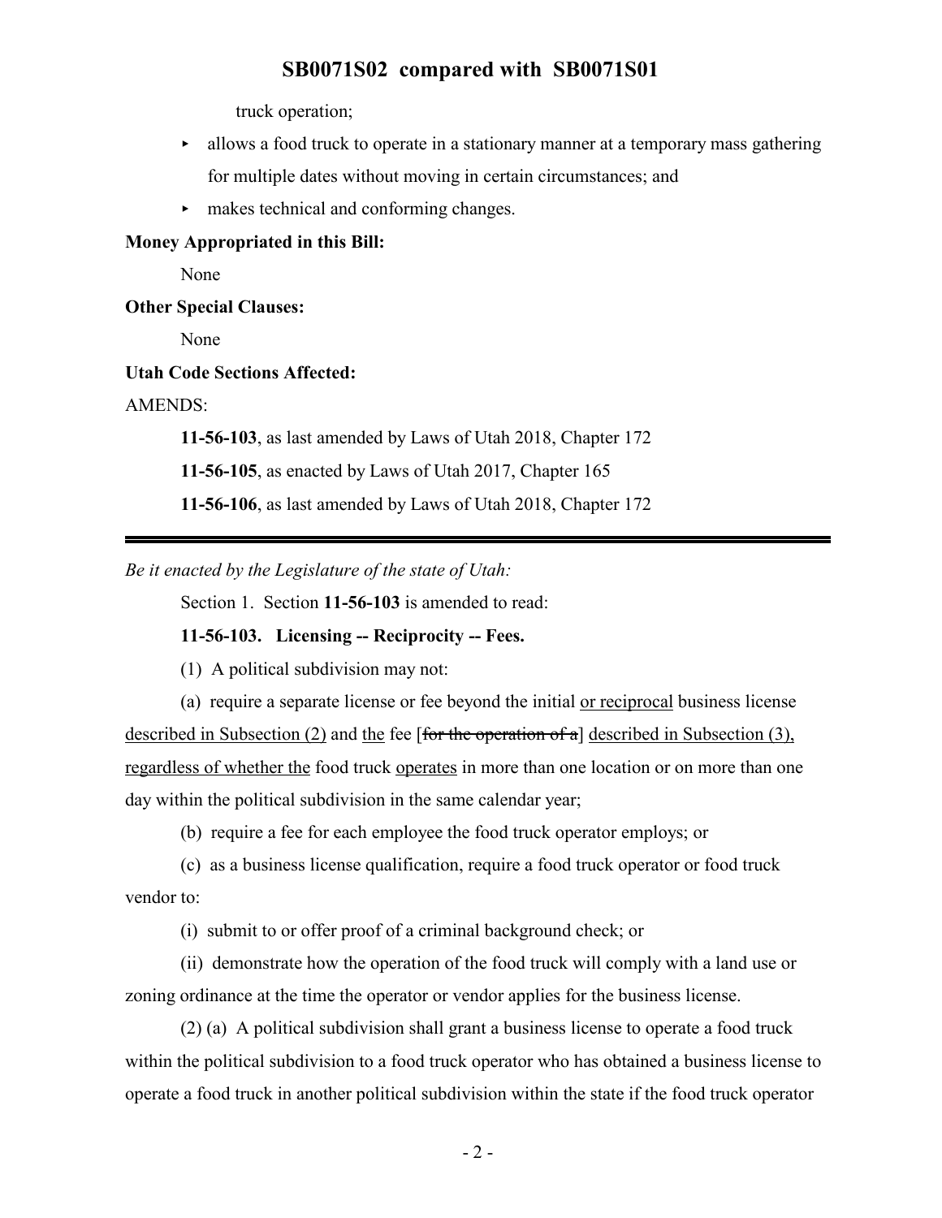truck operation;

- allows a food truck to operate in a stationary manner at a temporary mass gathering for multiple dates without moving in certain circumstances; and
- makes technical and conforming changes.

**Money Appropriated in this Bill:**

None

**Other Special Clauses:**

None

**Utah Code Sections Affected:**

AMENDS:

**11-56-103**, as last amended by Laws of Utah 2018, Chapter 172

**11-56-105**, as enacted by Laws of Utah 2017, Chapter 165

**11-56-106**, as last amended by Laws of Utah 2018, Chapter 172

---

*Be it enacted by the Legislature of the state of Utah:*

Section 1. Section **11-56-103** is amended to read:

**11-56-103. Licensing -- Reciprocity -- Fees.**

(1) A political subdivision may not:

(a) require a separate license or fee beyond the initial <u>or reciprocal</u> business license <u>described in Subsection (2)</u> and <u>the</u> fee [~~for the operation of a~~] <u>described in Subsection (3), regardless of whether the</u> food truck <u>operates</u> in more than one location or on more than one day within the political subdivision in the same calendar year;

(b) require a fee for each employee the food truck operator employs; or

(c) as a business license qualification, require a food truck operator or food truck vendor to:

(i) submit to or offer proof of a criminal background check; or

(ii) demonstrate how the operation of the food truck will comply with a land use or zoning ordinance at the time the operator or vendor applies for the business license.

(2) (a) A political subdivision shall grant a business license to operate a food truck within the political subdivision to a food truck operator who has obtained a business license to operate a food truck in another political subdivision within the state if the food truck operator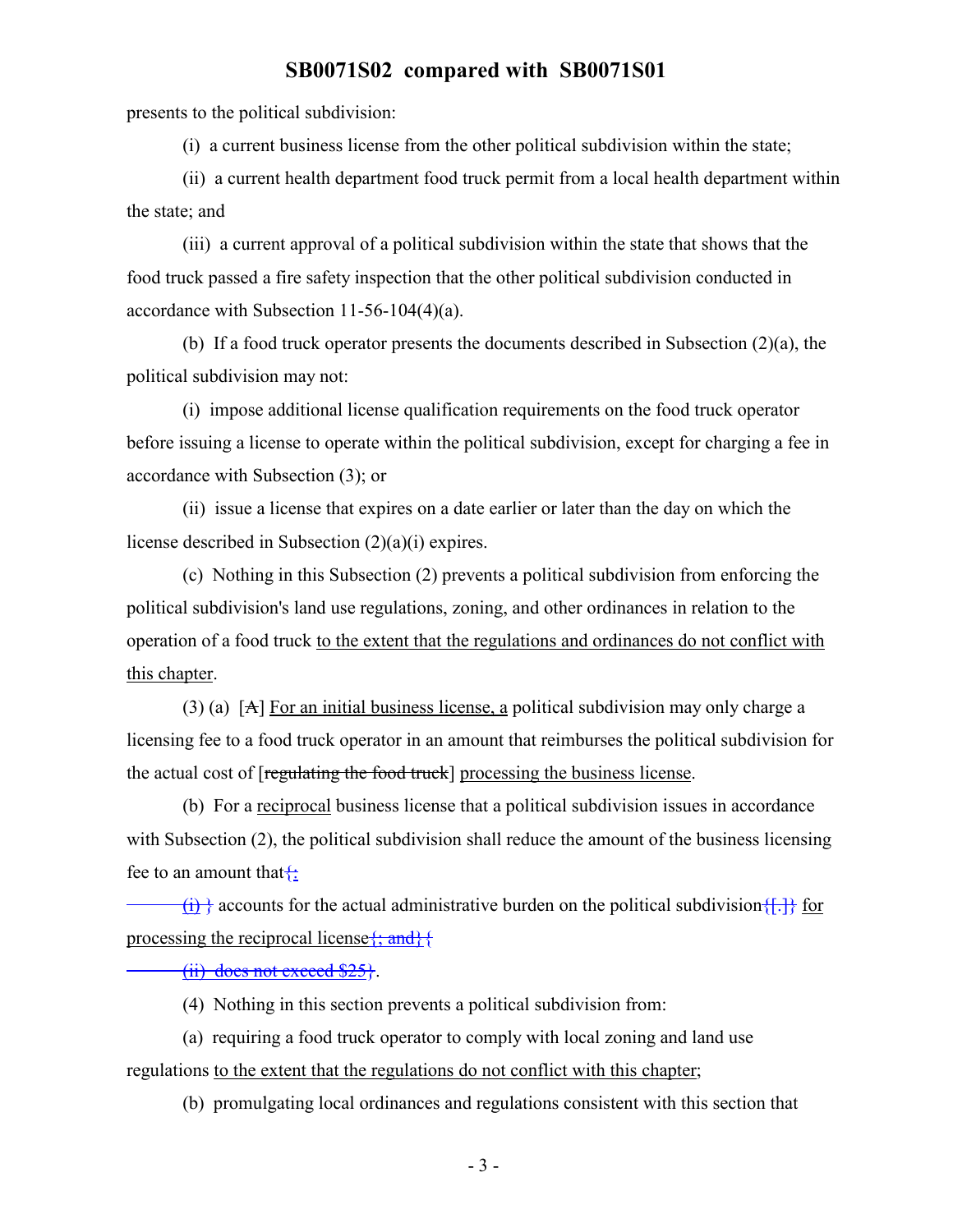presents to the political subdivision:

(i) a current business license from the other political subdivision within the state;

(ii) a current health department food truck permit from a local health department within the state; and

(iii) a current approval of a political subdivision within the state that shows that the food truck passed a fire safety inspection that the other political subdivision conducted in accordance with Subsection 11-56-104(4)(a).

(b) If a food truck operator presents the documents described in Subsection (2)(a), the political subdivision may not:

(i) impose additional license qualification requirements on the food truck operator before issuing a license to operate within the political subdivision, except for charging a fee in accordance with Subsection (3); or

(ii) issue a license that expires on a date earlier or later than the day on which the license described in Subsection (2)(a)(i) expires.

(c) Nothing in this Subsection (2) prevents a political subdivision from enforcing the political subdivision's land use regulations, zoning, and other ordinances in relation to the operation of a food truck to the extent that the regulations and ordinances do not conflict with this chapter.

(3) (a) [~~A~~] For an initial business license, a political subdivision may only charge a licensing fee to a food truck operator in an amount that reimburses the political subdivision for the actual cost of [~~regulating the food truck~~] processing the business license.

(b) For a reciprocal business license that a political subdivision issues in accordance with Subsection (2), the political subdivision shall reduce the amount of the business licensing fee to an amount that{:

(i) } accounts for the actual administrative burden on the political subdivision{[.]} for processing the reciprocal license{; and}{

~~(ii) does not exceed $25~~}.

(4) Nothing in this section prevents a political subdivision from:

(a) requiring a food truck operator to comply with local zoning and land use regulations to the extent that the regulations do not conflict with this chapter;

(b) promulgating local ordinances and regulations consistent with this section that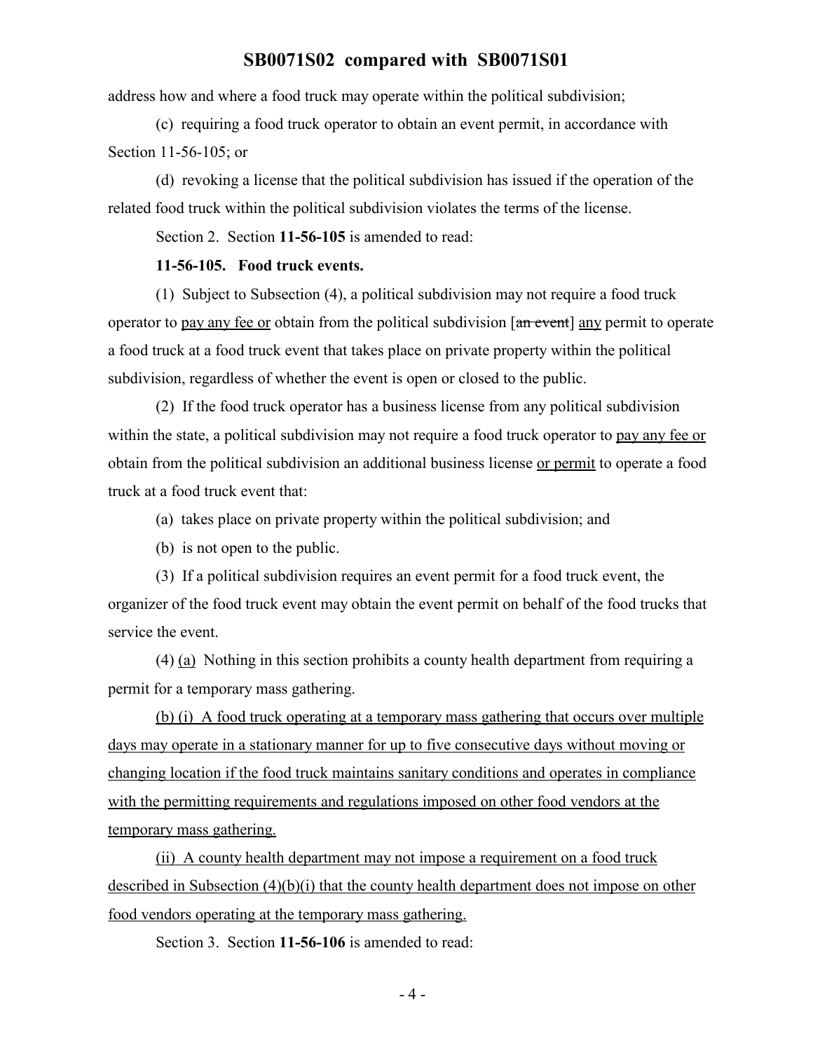address how and where a food truck may operate within the political subdivision;

(c) requiring a food truck operator to obtain an event permit, in accordance with Section 11-56-105; or

(d) revoking a license that the political subdivision has issued if the operation of the related food truck within the political subdivision violates the terms of the license.

Section 2. Section **11-56-105** is amended to read:

**11-56-105. Food truck events.**

(1) Subject to Subsection (4), a political subdivision may not require a food truck operator to pay any fee or obtain from the political subdivision [~~an event~~] any permit to operate a food truck at a food truck event that takes place on private property within the political subdivision, regardless of whether the event is open or closed to the public.

(2) If the food truck operator has a business license from any political subdivision within the state, a political subdivision may not require a food truck operator to pay any fee or obtain from the political subdivision an additional business license or permit to operate a food truck at a food truck event that:

(a) takes place on private property within the political subdivision; and

(b) is not open to the public.

(3) If a political subdivision requires an event permit for a food truck event, the organizer of the food truck event may obtain the event permit on behalf of the food trucks that service the event.

(4) (a) Nothing in this section prohibits a county health department from requiring a permit for a temporary mass gathering.

(b) (i) A food truck operating at a temporary mass gathering that occurs over multiple days may operate in a stationary manner for up to five consecutive days without moving or changing location if the food truck maintains sanitary conditions and operates in compliance with the permitting requirements and regulations imposed on other food vendors at the temporary mass gathering.

(ii) A county health department may not impose a requirement on a food truck described in Subsection (4)(b)(i) that the county health department does not impose on other food vendors operating at the temporary mass gathering.

Section 3. Section **11-56-106** is amended to read: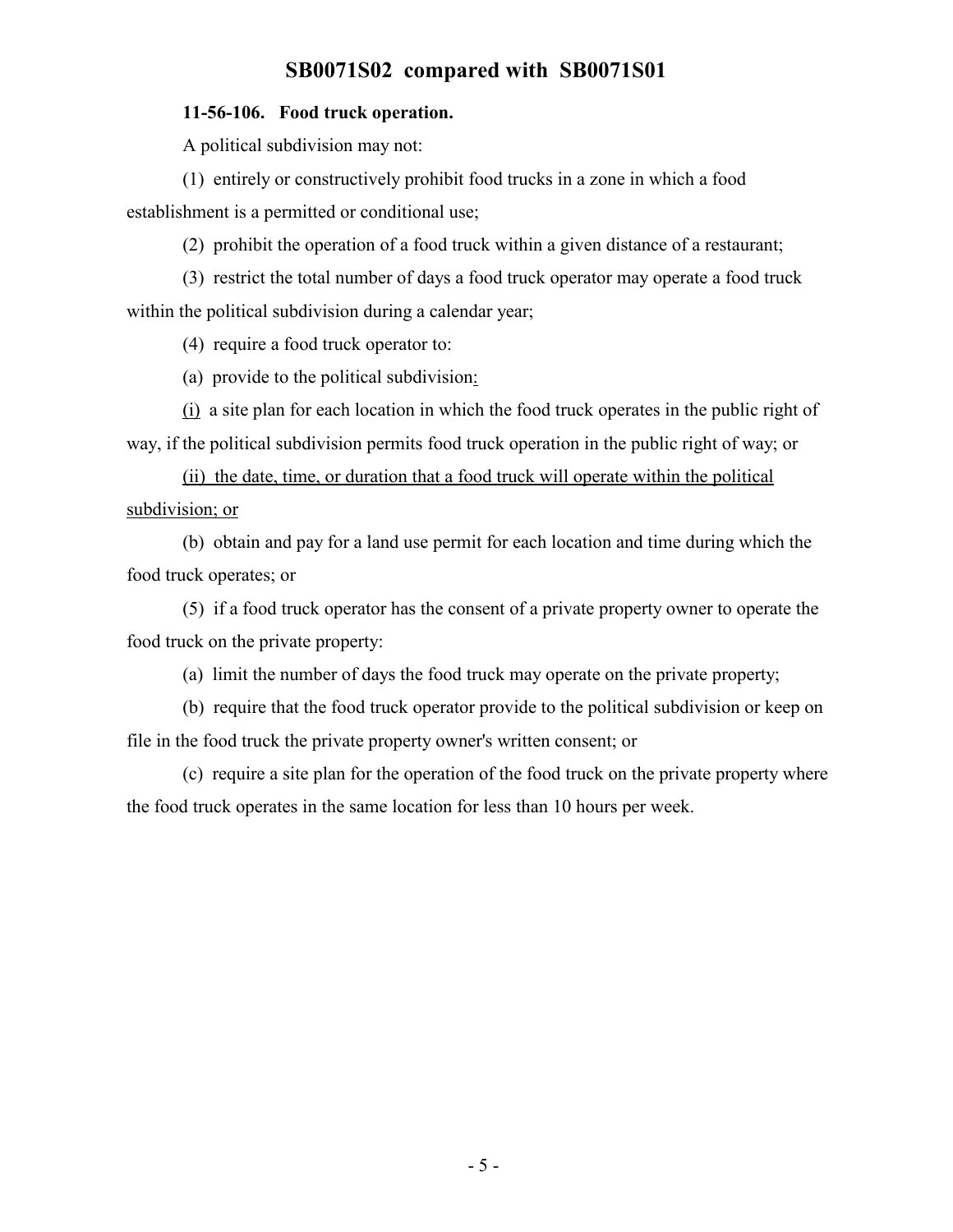**11-56-106. Food truck operation.**

A political subdivision may not:

(1) entirely or constructively prohibit food trucks in a zone in which a food establishment is a permitted or conditional use;

(2) prohibit the operation of a food truck within a given distance of a restaurant;

(3) restrict the total number of days a food truck operator may operate a food truck within the political subdivision during a calendar year;

(4) require a food truck operator to:

(a) provide to the political subdivision<u>:</u>

<u>(i)</u> a site plan for each location in which the food truck operates in the public right of way, if the political subdivision permits food truck operation in the public right of way; or

<u>(ii) the date, time, or duration that a food truck will operate within the political subdivision; or</u>

(b) obtain and pay for a land use permit for each location and time during which the food truck operates; or

(5) if a food truck operator has the consent of a private property owner to operate the food truck on the private property:

(a) limit the number of days the food truck may operate on the private property;

(b) require that the food truck operator provide to the political subdivision or keep on file in the food truck the private property owner's written consent; or

(c) require a site plan for the operation of the food truck on the private property where the food truck operates in the same location for less than 10 hours per week.